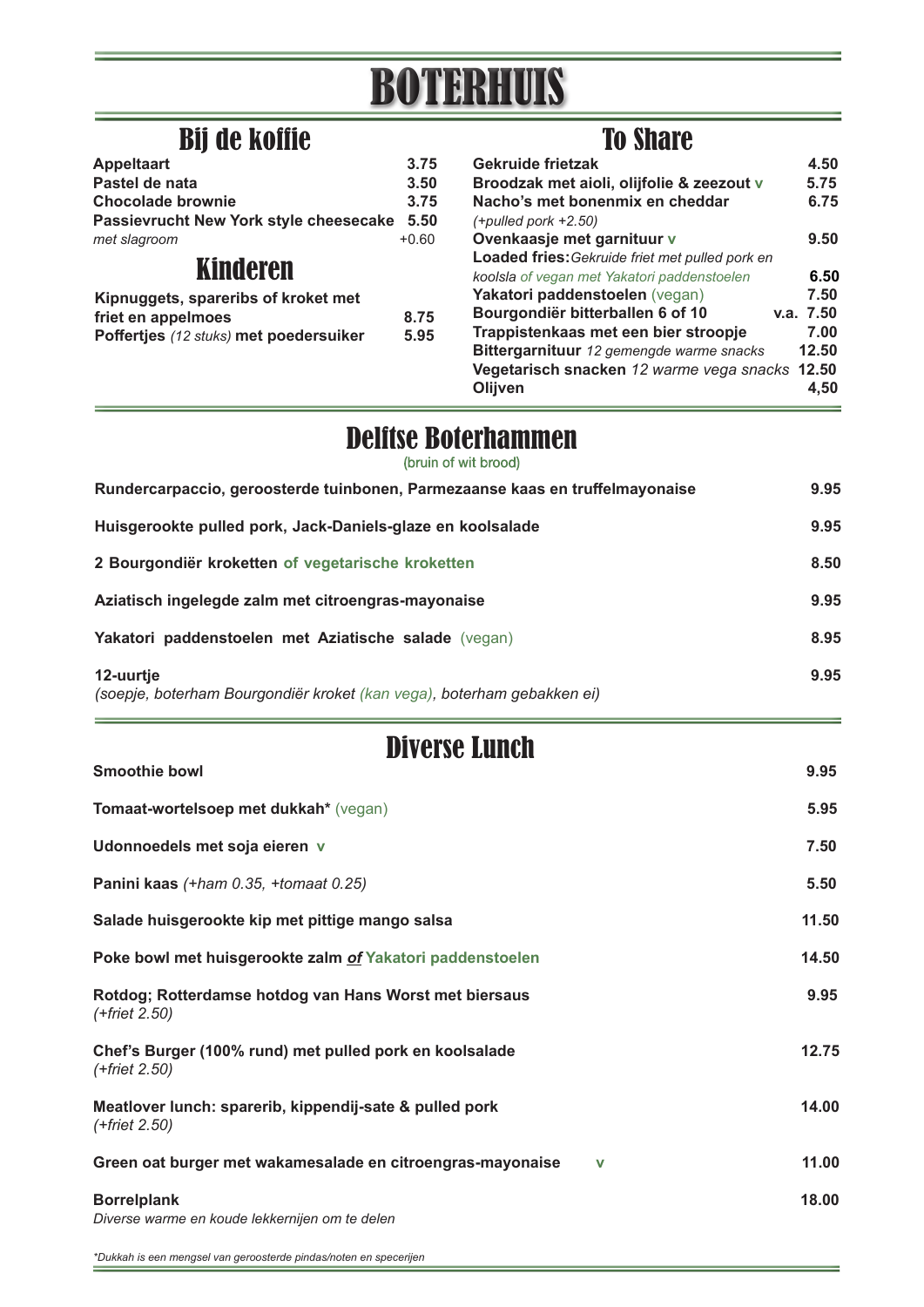# BOTERHUIS

## Bij de koffie

| | |
|---|---|
| **Appeltaart** | **3.75** |
| **Pastel de nata** | **3.50** |
| **Chocolade brownie** | **3.75** |
| **Passievrucht New York style cheesecake** | **5.50** |
| *met slagroom* | +0.60 |

## Kinderen

| | |
|---|---|
| **Kipnuggets, spareribs of kroket met friet en appelmoes** | **8.75** |
| **Poffertjes** *(12 stuks)* **met poedersuiker** | **5.95** |

## To Share

| | |
|---|---|
| **Gekruide frietzak** | **4.50** |
| **Broodzak met aioli, olijfolie & zeezout** v | **5.75** |
| **Nacho's met bonenmix en cheddar** *(+pulled pork +2.50)* | **6.75** |
| **Ovenkaasje met garnituur** v | **9.50** |
| **Loaded fries:** *Gekruide friet met pulled pork en koolsla of vegan met Yakatori paddenstoelen* | **6.50** |
| **Yakatori paddenstoelen** (vegan) | **7.50** |
| **Bourgondiër bitterballen 6 of 10** | **v.a. 7.50** |
| **Trappistenkaas met een bier stroopje** | **7.00** |
| **Bittergarnituur** *12 gemengde warme snacks* | **12.50** |
| **Vegetarisch snacken** *12 warme vega snacks* | **12.50** |
| **Olijven** | **4,50** |

## Delftse Boterhammen

(bruin of wit brood)

| | |
|---|---|
| **Rundercarpaccio, geroosterde tuinbonen, Parmezaanse kaas en truffelmayonaise** | **9.95** |
| **Huisgerookte pulled pork, Jack-Daniels-glaze en koolsalade** | **9.95** |
| **2 Bourgondiër kroketten of vegetarische kroketten** | **8.50** |
| **Aziatisch ingelegde zalm met citroengras-mayonaise** | **9.95** |
| **Yakatori paddenstoelen met Aziatische salade** (vegan) | **8.95** |
| **12-uurtje** *(soepje, boterham Bourgondiër kroket (kan vega), boterham gebakken ei)* | **9.95** |

## Diverse Lunch

| | |
|---|---|
| **Smoothie bowl** | **9.95** |
| **Tomaat-wortelsoep met dukkah*** (vegan) | **5.95** |
| **Udonnoedels met soja eieren** v | **7.50** |
| **Panini kaas** *(+ham 0.35, +tomaat 0.25)* | **5.50** |
| **Salade huisgerookte kip met pittige mango salsa** | **11.50** |
| **Poke bowl met huisgerookte zalm *of* Yakatori paddenstoelen** | **14.50** |
| **Rotdog; Rotterdamse hotdog van Hans Worst met biersaus** *(+friet 2.50)* | **9.95** |
| **Chef's Burger (100% rund) met pulled pork en koolsalade** *(+friet 2.50)* | **12.75** |
| **Meatlover lunch: sparerib, kippendij-sate & pulled pork** *(+friet 2.50)* | **14.00** |
| **Green oat burger met wakamesalade en citroengras-mayonaise** v | **11.00** |
| **Borrelplank** *Diverse warme en koude lekkernijen om te delen* | **18.00** |

*\*Dukkah is een mengsel van geroosterde pindas/noten en specerijen*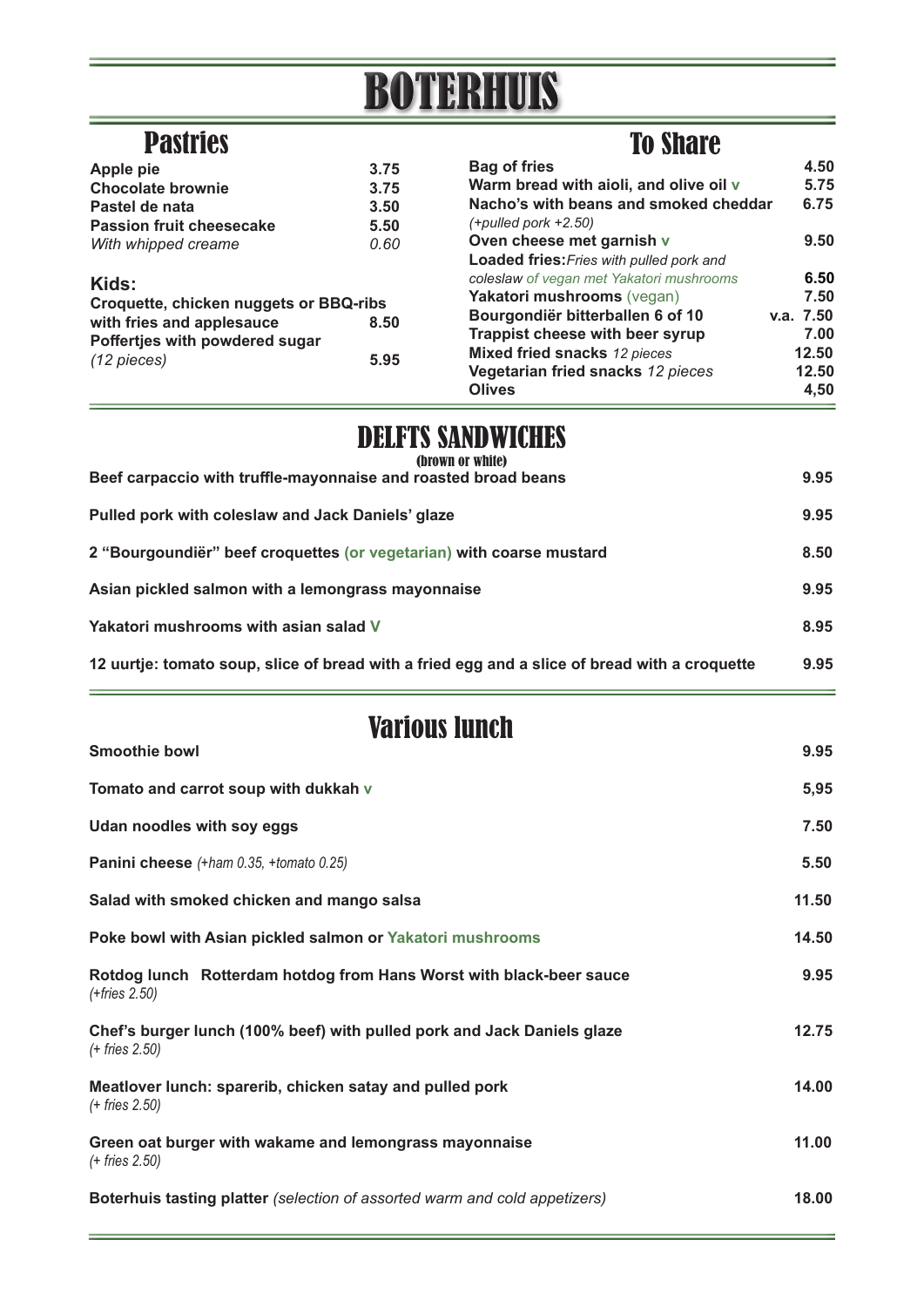// 
# BOTERHUIS

## Pastries

| | |
|---|---|
| **Apple pie** | **3.75** |
| **Chocolate brownie** | **3.75** |
| **Pastel de nata** | **3.50** |
| **Passion fruit cheesecake** | **5.50** |
| *With whipped creame* | *0.60* |

**Kids:**

**Croquette, chicken nuggets or BBQ-ribs with fries and applesauce** **8.50**

**Poffertjes with powdered sugar** *(12 pieces)* **5.95**

## To Share

| | |
|---|---|
| **Bag of fries** | **4.50** |
| **Warm bread with aioli, and olive oil** v | **5.75** |
| **Nacho's with beans and smoked cheddar** *(+pulled pork +2.50)* | **6.75** |
| **Oven cheese met garnish** v | **9.50** |
| **Loaded fries:** *Fries with pulled pork and coleslaw of vegan met Yakatori mushrooms* | **6.50** |
| **Yakatori mushrooms** (vegan) | **7.50** |
| **Bourgondiër bitterballen 6 of 10** | **v.a. 7.50** |
| **Trappist cheese with beer syrup** | **7.00** |
| **Mixed fried snacks** *12 pieces* | **12.50** |
| **Vegetarian fried snacks** *12 pieces* | **12.50** |
| **Olives** | **4,50** |

## DELFTS SANDWICHES

(brown or white)

| | |
|---|---|
| **Beef carpaccio with truffle-mayonnaise and roasted broad beans** | **9.95** |
| **Pulled pork with coleslaw and Jack Daniels' glaze** | **9.95** |
| **2 "Bourgoundiër" beef croquettes (or vegetarian) with coarse mustard** | **8.50** |
| **Asian pickled salmon with a lemongrass mayonnaise** | **9.95** |
| **Yakatori mushrooms with asian salad V** | **8.95** |
| **12 uurtje: tomato soup, slice of bread with a fried egg and a slice of bread with a croquette** | **9.95** |

## Various lunch

| | |
|---|---|
| **Smoothie bowl** | **9.95** |
| **Tomato and carrot soup with dukkah** v | **5,95** |
| **Udan noodles with soy eggs** | **7.50** |
| **Panini cheese** *(+ham 0.35, +tomato 0.25)* | **5.50** |
| **Salad with smoked chicken and mango salsa** | **11.50** |
| **Poke bowl with Asian pickled salmon or Yakatori mushrooms** | **14.50** |
| **Rotdog lunch Rotterdam hotdog from Hans Worst with black-beer sauce** *(+fries 2.50)* | **9.95** |
| **Chef's burger lunch (100% beef) with pulled pork and Jack Daniels glaze** *(+ fries 2.50)* | **12.75** |
| **Meatlover lunch: sparerib, chicken satay and pulled pork** *(+ fries 2.50)* | **14.00** |
| **Green oat burger with wakame and lemongrass mayonnaise** *(+ fries 2.50)* | **11.00** |
| **Boterhuis tasting platter** *(selection of assorted warm and cold appetizers)* | **18.00** |